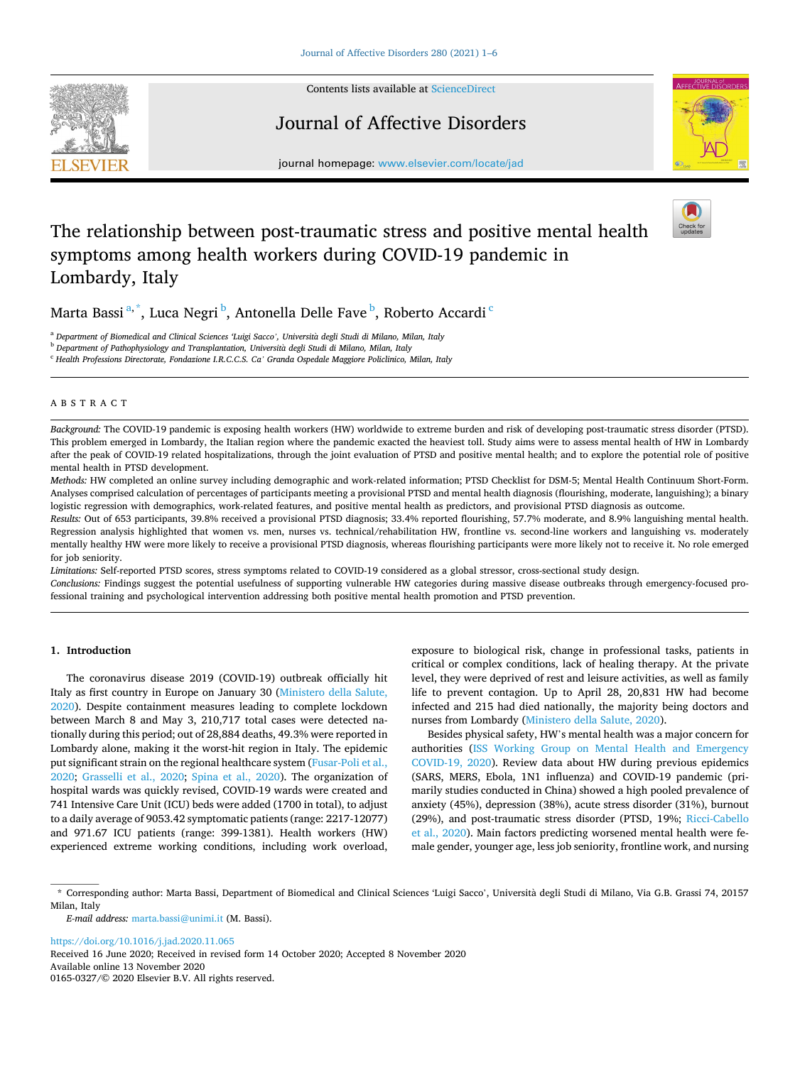# The relationship between post-traumatic stress and positive mental health symptoms among health workers during COVID-19 pandemic in Lombardy, Italy

Marta Bassi [a,*], Luca Negri [b], Antonella Delle Fave [b], Roberto Accardi [c]

[a] Department of Biomedical and Clinical Sciences 'Luigi Sacco', Università degli Studi di Milano, Milan, Italy
[b] Department of Pathophysiology and Transplantation, Università degli Studi di Milano, Milan, Italy
[c] Health Professions Directorate, Fondazione I.R.C.C.S. Ca' Granda Ospedale Maggiore Policlinico, Milan, Italy

## ABSTRACT

*Background:* The COVID-19 pandemic is exposing health workers (HW) worldwide to extreme burden and risk of developing post-traumatic stress disorder (PTSD). This problem emerged in Lombardy, the Italian region where the pandemic exacted the heaviest toll. Study aims were to assess mental health of HW in Lombardy after the peak of COVID-19 related hospitalizations, through the joint evaluation of PTSD and positive mental health; and to explore the potential role of positive mental health in PTSD development.

*Methods:* HW completed an online survey including demographic and work-related information; PTSD Checklist for DSM-5; Mental Health Continuum Short-Form. Analyses comprised calculation of percentages of participants meeting a provisional PTSD and mental health diagnosis (flourishing, moderate, languishing); a binary logistic regression with demographics, work-related features, and positive mental health as predictors, and provisional PTSD diagnosis as outcome.

*Results:* Out of 653 participants, 39.8% received a provisional PTSD diagnosis; 33.4% reported flourishing, 57.7% moderate, and 8.9% languishing mental health. Regression analysis highlighted that women vs. men, nurses vs. technical/rehabilitation HW, frontline vs. second-line workers and languishing vs. moderately mentally healthy HW were more likely to receive a provisional PTSD diagnosis, whereas flourishing participants were more likely not to receive it. No role emerged for job seniority.

*Limitations:* Self-reported PTSD scores, stress symptoms related to COVID-19 considered as a global stressor, cross-sectional study design.

*Conclusions:* Findings suggest the potential usefulness of supporting vulnerable HW categories during massive disease outbreaks through emergency-focused professional training and psychological intervention addressing both positive mental health promotion and PTSD prevention.

## 1. Introduction

The coronavirus disease 2019 (COVID-19) outbreak officially hit Italy as first country in Europe on January 30 (Ministero della Salute, 2020). Despite containment measures leading to complete lockdown between March 8 and May 3, 210,717 total cases were detected nationally during this period; out of 28,884 deaths, 49.3% were reported in Lombardy alone, making it the worst-hit region in Italy. The epidemic put significant strain on the regional healthcare system (Fusar-Poli et al., 2020; Grasselli et al., 2020; Spina et al., 2020). The organization of hospital wards was quickly revised, COVID-19 wards were created and 741 Intensive Care Unit (ICU) beds were added (1700 in total), to adjust to a daily average of 9053.42 symptomatic patients (range: 2217-12077) and 971.67 ICU patients (range: 399-1381). Health workers (HW) experienced extreme working conditions, including work overload, exposure to biological risk, change in professional tasks, patients in critical or complex conditions, lack of healing therapy. At the private level, they were deprived of rest and leisure activities, as well as family life to prevent contagion. Up to April 28, 20,831 HW had become infected and 215 had died nationally, the majority being doctors and nurses from Lombardy (Ministero della Salute, 2020).

Besides physical safety, HW's mental health was a major concern for authorities (ISS Working Group on Mental Health and Emergency COVID-19, 2020). Review data about HW during previous epidemics (SARS, MERS, Ebola, 1N1 influenza) and COVID-19 pandemic (primarily studies conducted in China) showed a high pooled prevalence of anxiety (45%), depression (38%), acute stress disorder (31%), burnout (29%), and post-traumatic stress disorder (PTSD, 19%; Ricci-Cabello et al., 2020). Main factors predicting worsened mental health were female gender, younger age, less job seniority, frontline work, and nursing

---

* Corresponding author: Marta Bassi, Department of Biomedical and Clinical Sciences 'Luigi Sacco', Università degli Studi di Milano, Via G.B. Grassi 74, 20157 Milan, Italy

*E-mail address:* marta.bassi@unimi.it (M. Bassi).

https://doi.org/10.1016/j.jad.2020.11.065
Received 16 June 2020; Received in revised form 14 October 2020; Accepted 8 November 2020
Available online 13 November 2020
0165-0327/© 2020 Elsevier B.V. All rights reserved.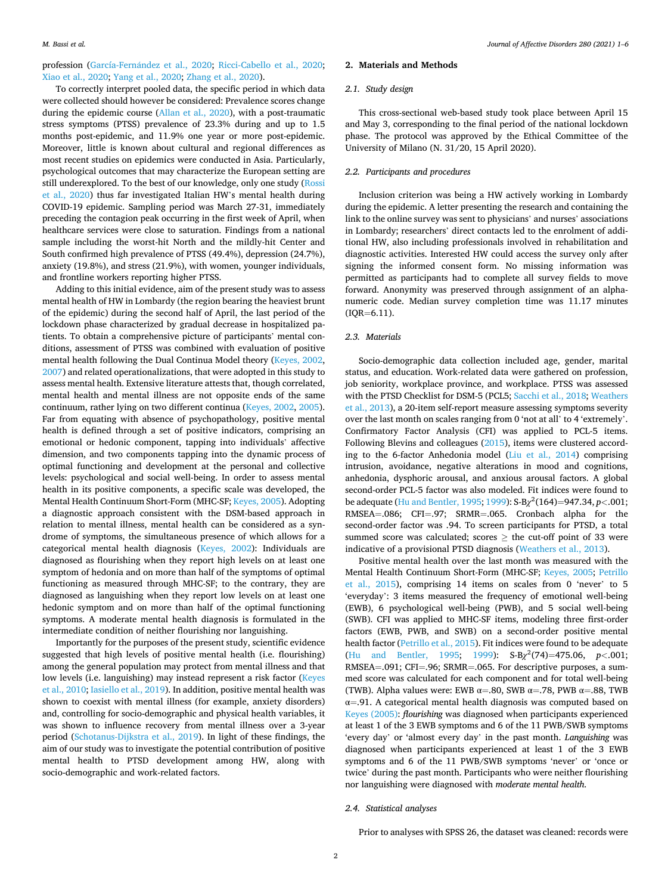profession (García-Fernández et al., 2020; Ricci-Cabello et al., 2020; Xiao et al., 2020; Yang et al., 2020; Zhang et al., 2020).

To correctly interpret pooled data, the specific period in which data were collected should however be considered: Prevalence scores change during the epidemic course (Allan et al., 2020), with a post-traumatic stress symptoms (PTSS) prevalence of 23.3% during and up to 1.5 months post-epidemic, and 11.9% one year or more post-epidemic. Moreover, little is known about cultural and regional differences as most recent studies on epidemics were conducted in Asia. Particularly, psychological outcomes that may characterize the European setting are still underexplored. To the best of our knowledge, only one study (Rossi et al., 2020) thus far investigated Italian HW's mental health during COVID-19 epidemic. Sampling period was March 27-31, immediately preceding the contagion peak occurring in the first week of April, when healthcare services were close to saturation. Findings from a national sample including the worst-hit North and the mildly-hit Center and South confirmed high prevalence of PTSS (49.4%), depression (24.7%), anxiety (19.8%), and stress (21.9%), with women, younger individuals, and frontline workers reporting higher PTSS.

Adding to this initial evidence, aim of the present study was to assess mental health of HW in Lombardy (the region bearing the heaviest brunt of the epidemic) during the second half of April, the last period of the lockdown phase characterized by gradual decrease in hospitalized patients. To obtain a comprehensive picture of participants' mental conditions, assessment of PTSS was combined with evaluation of positive mental health following the Dual Continua Model theory (Keyes, 2002, 2007) and related operationalizations, that were adopted in this study to assess mental health. Extensive literature attests that, though correlated, mental health and mental illness are not opposite ends of the same continuum, rather lying on two different continua (Keyes, 2002, 2005). Far from equating with absence of psychopathology, positive mental health is defined through a set of positive indicators, comprising an emotional or hedonic component, tapping into individuals' affective dimension, and two components tapping into the dynamic process of optimal functioning and development at the personal and collective levels: psychological and social well-being. In order to assess mental health in its positive components, a specific scale was developed, the Mental Health Continuum Short-Form (MHC-SF; Keyes, 2005). Adopting a diagnostic approach consistent with the DSM-based approach in relation to mental illness, mental health can be considered as a syndrome of symptoms, the simultaneous presence of which allows for a categorical mental health diagnosis (Keyes, 2002): Individuals are diagnosed as flourishing when they report high levels on at least one symptom of hedonia and on more than half of the symptoms of optimal functioning as measured through MHC-SF; to the contrary, they are diagnosed as languishing when they report low levels on at least one hedonic symptom and on more than half of the optimal functioning symptoms. A moderate mental health diagnosis is formulated in the intermediate condition of neither flourishing nor languishing.

Importantly for the purposes of the present study, scientific evidence suggested that high levels of positive mental health (i.e. flourishing) among the general population may protect from mental illness and that low levels (i.e. languishing) may instead represent a risk factor (Keyes et al., 2010; Iasiello et al., 2019). In addition, positive mental health was shown to coexist with mental illness (for example, anxiety disorders) and, controlling for socio-demographic and physical health variables, it was shown to influence recovery from mental illness over a 3-year period (Schotanus-Dijkstra et al., 2019). In light of these findings, the aim of our study was to investigate the potential contribution of positive mental health to PTSD development among HW, along with socio-demographic and work-related factors.

## 2. Materials and Methods

### 2.1. Study design

This cross-sectional web-based study took place between April 15 and May 3, corresponding to the final period of the national lockdown phase. The protocol was approved by the Ethical Committee of the University of Milano (N. 31/20, 15 April 2020).

### 2.2. Participants and procedures

Inclusion criterion was being a HW actively working in Lombardy during the epidemic. A letter presenting the research and containing the link to the online survey was sent to physicians' and nurses' associations in Lombardy; researchers' direct contacts led to the enrolment of additional HW, also including professionals involved in rehabilitation and diagnostic activities. Interested HW could access the survey only after signing the informed consent form. No missing information was permitted as participants had to complete all survey fields to move forward. Anonymity was preserved through assignment of an alphanumeric code. Median survey completion time was 11.17 minutes (IQR=6.11).

### 2.3. Materials

Socio-demographic data collection included age, gender, marital status, and education. Work-related data were gathered on profession, job seniority, workplace province, and workplace. PTSS was assessed with the PTSD Checklist for DSM-5 (PCL5; Sacchi et al., 2018; Weathers et al., 2013), a 20-item self-report measure assessing symptoms severity over the last month on scales ranging from 0 'not at all' to 4 'extremely'. Confirmatory Factor Analysis (CFI) was applied to PCL-5 items. Following Blevins and colleagues (2015), items were clustered according to the 6-factor Anhedonia model (Liu et al., 2014) comprising intrusion, avoidance, negative alterations in mood and cognitions, anhedonia, dysphoric arousal, and anxious arousal factors. A global second-order PCL-5 factor was also modeled. Fit indices were found to be adequate (Hu and Bentler, 1995; 1999): S-B$\chi^2$(164)=947.34, $p$<.001; RMSEA=.086; CFI=.97; SRMR=.065. Cronbach alpha for the second-order factor was .94. To screen participants for PTSD, a total summed score was calculated; scores $\geq$ the cut-off point of 33 were indicative of a provisional PTSD diagnosis (Weathers et al., 2013).

Positive mental health over the last month was measured with the Mental Health Continuum Short-Form (MHC-SF; Keyes, 2005; Petrillo et al., 2015), comprising 14 items on scales from 0 'never' to 5 'everyday': 3 items measured the frequency of emotional well-being (EWB), 6 psychological well-being (PWB), and 5 social well-being (SWB). CFI was applied to MHC-SF items, modeling three first-order factors (EWB, PWB, and SWB) on a second-order positive mental health factor (Petrillo et al., 2015). Fit indices were found to be adequate (Hu and Bentler, 1995; 1999): S-B$\chi^2$(74)=475.06, $p$<.001; RMSEA=.091; CFI=.96; SRMR=.065. For descriptive purposes, a summed score was calculated for each component and for total well-being (TWB). Alpha values were: EWB α=.80, SWB α=.78, PWB α=.88, TWB α=.91. A categorical mental health diagnosis was computed based on Keyes (2005): *flourishing* was diagnosed when participants experienced at least 1 of the 3 EWB symptoms and 6 of the 11 PWB/SWB symptoms 'every day' or 'almost every day' in the past month. *Languishing* was diagnosed when participants experienced at least 1 of the 3 EWB symptoms and 6 of the 11 PWB/SWB symptoms 'never' or 'once or twice' during the past month. Participants who were neither flourishing nor languishing were diagnosed with *moderate mental health*.

### 2.4. Statistical analyses

Prior to analyses with SPSS 26, the dataset was cleaned: records were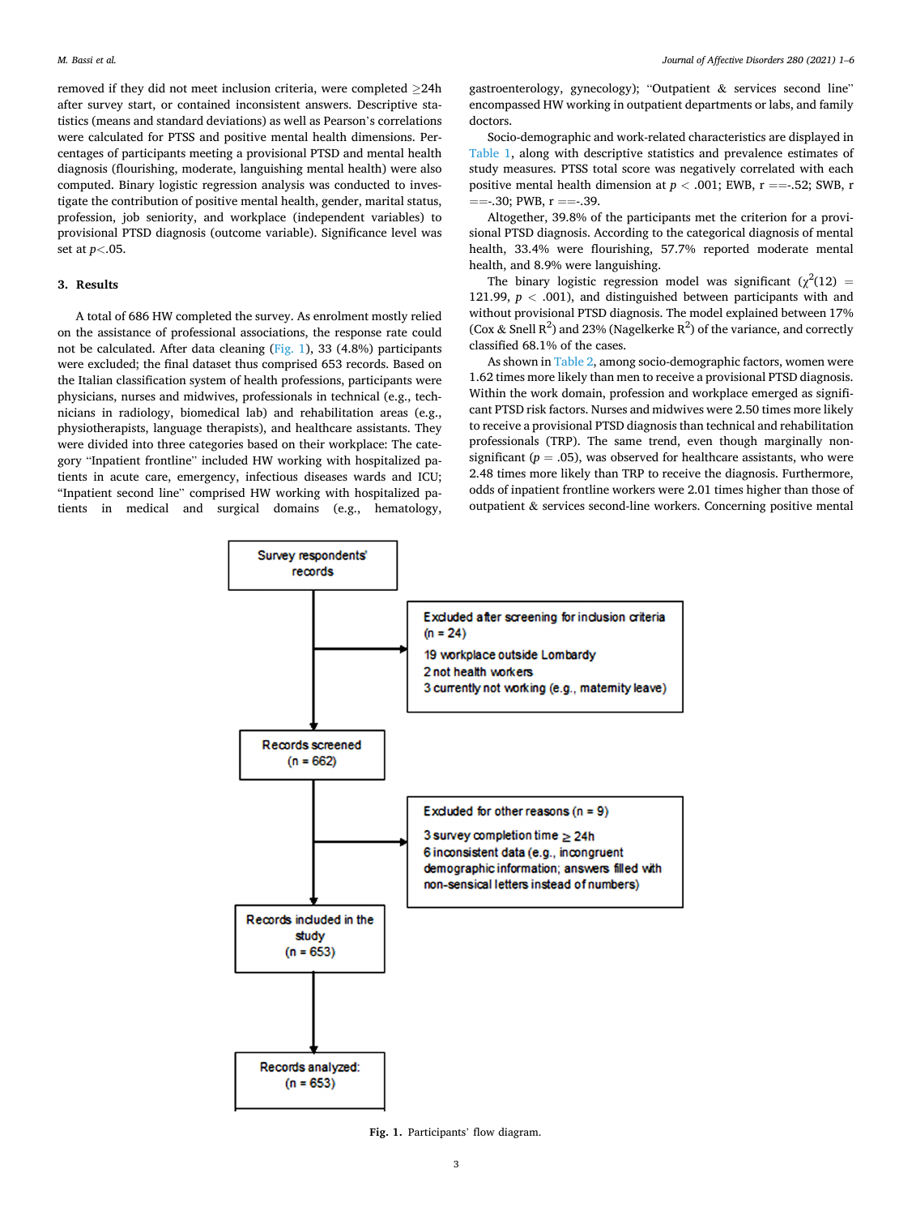removed if they did not meet inclusion criteria, were completed ≥24h after survey start, or contained inconsistent answers. Descriptive statistics (means and standard deviations) as well as Pearson's correlations were calculated for PTSS and positive mental health dimensions. Percentages of participants meeting a provisional PTSD and mental health diagnosis (flourishing, moderate, languishing mental health) were also computed. Binary logistic regression analysis was conducted to investigate the contribution of positive mental health, gender, marital status, profession, job seniority, and workplace (independent variables) to provisional PTSD diagnosis (outcome variable). Significance level was set at $p<.05$.

## 3. Results

A total of 686 HW completed the survey. As enrolment mostly relied on the assistance of professional associations, the response rate could not be calculated. After data cleaning (Fig. 1), 33 (4.8%) participants were excluded; the final dataset thus comprised 653 records. Based on the Italian classification system of health professions, participants were physicians, nurses and midwives, professionals in technical (e.g., technicians in radiology, biomedical lab) and rehabilitation areas (e.g., physiotherapists, language therapists), and healthcare assistants. They were divided into three categories based on their workplace: The category "Inpatient frontline" included HW working with hospitalized patients in acute care, emergency, infectious diseases wards and ICU; "Inpatient second line" comprised HW working with hospitalized patients in medical and surgical domains (e.g., hematology, gastroenterology, gynecology); "Outpatient & services second line" encompassed HW working in outpatient departments or labs, and family doctors.

Socio-demographic and work-related characteristics are displayed in Table 1, along with descriptive statistics and prevalence estimates of study measures. PTSS total score was negatively correlated with each positive mental health dimension at $p < .001$; EWB, $r = -.52$; SWB, $r = -.30$; PWB, $r = -.39$.

Altogether, 39.8% of the participants met the criterion for a provisional PTSD diagnosis. According to the categorical diagnosis of mental health, 33.4% were flourishing, 57.7% reported moderate mental health, and 8.9% were languishing.

The binary logistic regression model was significant ($\chi^2(12) = 121.99$, $p < .001$), and distinguished between participants with and without provisional PTSD diagnosis. The model explained between 17% (Cox & Snell $R^2$) and 23% (Nagelkerke $R^2$) of the variance, and correctly classified 68.1% of the cases.

As shown in Table 2, among socio-demographic factors, women were 1.62 times more likely than men to receive a provisional PTSD diagnosis. Within the work domain, profession and workplace emerged as significant PTSD risk factors. Nurses and midwives were 2.50 times more likely to receive a provisional PTSD diagnosis than technical and rehabilitation professionals (TRP). The same trend, even though marginally non-significant ($p = .05$), was observed for healthcare assistants, who were 2.48 times more likely than TRP to receive the diagnosis. Furthermore, odds of inpatient frontline workers were 2.01 times higher than those of outpatient & services second-line workers. Concerning positive mental

Survey respondents' records

Excluded after screening for inclusion criteria (n = 24)
19 workplace outside Lombardy
2 not health workers
3 currently not working (e.g., maternity leave)

Records screened (n = 662)

Excluded for other reasons (n = 9)
3 survey completion time ≥ 24h
6 inconsistent data (e.g., incongruent demographic information; answers filled with non-sensical letters instead of numbers)

Records included in the study (n = 653)

Records analyzed: (n = 653)

**Fig. 1.** Participants' flow diagram.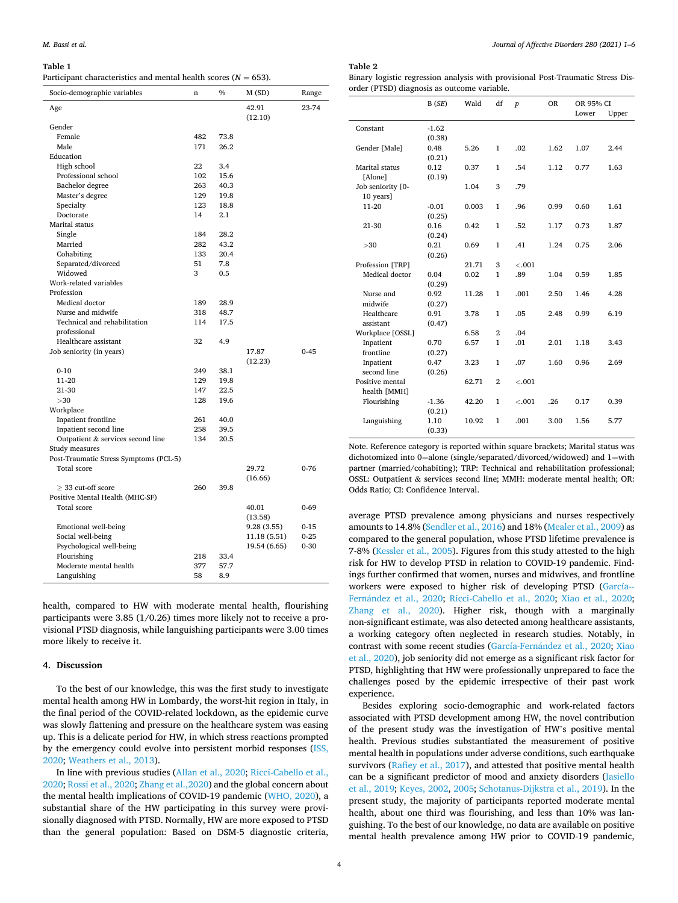**Table 1**
Participant characteristics and mental health scores ($N = 653$).

| Socio-demographic variables | n | % | M (SD) | Range |
|---|---|---|---|---|
| Age | | | 42.91 (12.10) | 23-74 |
| Gender | | | | |
| Female | 482 | 73.8 | | |
| Male | 171 | 26.2 | | |
| Education | | | | |
| High school | 22 | 3.4 | | |
| Professional school | 102 | 15.6 | | |
| Bachelor degree | 263 | 40.3 | | |
| Master's degree | 129 | 19.8 | | |
| Specialty | 123 | 18.8 | | |
| Doctorate | 14 | 2.1 | | |
| Marital status | | | | |
| Single | 184 | 28.2 | | |
| Married | 282 | 43.2 | | |
| Cohabiting | 133 | 20.4 | | |
| Separated/divorced | 51 | 7.8 | | |
| Widowed | 3 | 0.5 | | |
| Work-related variables | | | | |
| Profession | | | | |
| Medical doctor | 189 | 28.9 | | |
| Nurse and midwife | 318 | 48.7 | | |
| Technical and rehabilitation professional | 114 | 17.5 | | |
| Healthcare assistant | 32 | 4.9 | | |
| Job seniority (in years) | | | 17.87 (12.23) | 0-45 |
| 0-10 | 249 | 38.1 | | |
| 11-20 | 129 | 19.8 | | |
| 21-30 | 147 | 22.5 | | |
| >30 | 128 | 19.6 | | |
| Workplace | | | | |
| Inpatient frontline | 261 | 40.0 | | |
| Inpatient second line | 258 | 39.5 | | |
| Outpatient & services second line | 134 | 20.5 | | |
| Study measures | | | | |
| Post-Traumatic Stress Symptoms (PCL-5) | | | | |
| Total score | | | 29.72 (16.66) | 0-76 |
| ≥ 33 cut-off score | 260 | 39.8 | | |
| Positive Mental Health (MHC-SF) | | | | |
| Total score | | | 40.01 (13.58) | 0-69 |
| Emotional well-being | | | 9.28 (3.55) | 0-15 |
| Social well-being | | | 11.18 (5.51) | 0-25 |
| Psychological well-being | | | 19.54 (6.65) | 0-30 |
| Flourishing | 218 | 33.4 | | |
| Moderate mental health | 377 | 57.7 | | |
| Languishing | 58 | 8.9 | | |

**Table 2**
Binary logistic regression analysis with provisional Post-Traumatic Stress Disorder (PTSD) diagnosis as outcome variable.

| | B (SE) | Wald | df | p | OR | OR 95% CI Lower | Upper |
|---|---|---|---|---|---|---|---|
| Constant | -1.62 (0.38) | | | | | | |
| Gender [Male] | 0.48 (0.21) | 5.26 | 1 | .02 | 1.62 | 1.07 | 2.44 |
| Marital status [Alone] | 0.12 (0.19) | 0.37 | 1 | .54 | 1.12 | 0.77 | 1.63 |
| Job seniority [0-10 years] | | 1.04 | 3 | .79 | | | |
| 11-20 | -0.01 (0.25) | 0.003 | 1 | .96 | 0.99 | 0.60 | 1.61 |
| 21-30 | 0.16 (0.24) | 0.42 | 1 | .52 | 1.17 | 0.73 | 1.87 |
| >30 | 0.21 (0.26) | 0.69 | 1 | .41 | 1.24 | 0.75 | 2.06 |
| Profession [TRP] | | 21.71 | 3 | <.001 | | | |
| Medical doctor | 0.04 (0.29) | 0.02 | 1 | .89 | 1.04 | 0.59 | 1.85 |
| Nurse and midwife | 0.92 (0.27) | 11.28 | 1 | .001 | 2.50 | 1.46 | 4.28 |
| Healthcare assistant | 0.91 (0.47) | 3.78 | 1 | .05 | 2.48 | 0.99 | 6.19 |
| Workplace [OSSL] | | 6.58 | 2 | .04 | | | |
| Inpatient frontline | 0.70 (0.27) | 6.57 | 1 | .01 | 2.01 | 1.18 | 3.43 |
| Inpatient second line | 0.47 (0.26) | 3.23 | 1 | .07 | 1.60 | 0.96 | 2.69 |
| Positive mental health [MMH] | | 62.71 | 2 | <.001 | | | |
| Flourishing | -1.36 (0.21) | 42.20 | 1 | <.001 | .26 | 0.17 | 0.39 |
| Languishing | 1.10 (0.33) | 10.92 | 1 | .001 | 3.00 | 1.56 | 5.77 |

Note. Reference category is reported within square brackets; Marital status was dichotomized into 0=alone (single/separated/divorced/widowed) and 1=with partner (married/cohabiting); TRP: Technical and rehabilitation professional; OSSL: Outpatient & services second line; MMH: moderate mental health; OR: Odds Ratio; CI: Confidence Interval.

health, compared to HW with moderate mental health, flourishing participants were 3.85 (1/0.26) times more likely not to receive a provisional PTSD diagnosis, while languishing participants were 3.00 times more likely to receive it.

## 4. Discussion

To the best of our knowledge, this was the first study to investigate mental health among HW in Lombardy, the worst-hit region in Italy, in the final period of the COVID-related lockdown, as the epidemic curve was slowly flattening and pressure on the healthcare system was easing up. This is a delicate period for HW, in which stress reactions prompted by the emergency could evolve into persistent morbid responses (ISS, 2020; Weathers et al., 2013).

In line with previous studies (Allan et al., 2020; Ricci-Cabello et al., 2020; Rossi et al., 2020; Zhang et al.,2020) and the global concern about the mental health implications of COVID-19 pandemic (WHO, 2020), a substantial share of the HW participating in this survey were provisionally diagnosed with PTSD. Normally, HW are more exposed to PTSD than the general population: Based on DSM-5 diagnostic criteria, average PTSD prevalence among physicians and nurses respectively amounts to 14.8% (Sendler et al., 2016) and 18% (Mealer et al., 2009) as compared to the general population, whose PTSD lifetime prevalence is 7-8% (Kessler et al., 2005). Figures from this study attested to the high risk for HW to develop PTSD in relation to COVID-19 pandemic. Findings further confirmed that women, nurses and midwives, and frontline workers were exposed to higher risk of developing PTSD (García-Fernández et al., 2020; Ricci-Cabello et al., 2020; Xiao et al., 2020; Zhang et al., 2020). Higher risk, though with a marginally non-significant estimate, was also detected among healthcare assistants, a working category often neglected in research studies. Notably, in contrast with some recent studies (García-Fernández et al., 2020; Xiao et al., 2020), job seniority did not emerge as a significant risk factor for PTSD, highlighting that HW were professionally unprepared to face the challenges posed by the epidemic irrespective of their past work experience.

Besides exploring socio-demographic and work-related factors associated with PTSD development among HW, the novel contribution of the present study was the investigation of HW's positive mental health. Previous studies substantiated the measurement of positive mental health in populations under adverse conditions, such earthquake survivors (Rafiey et al., 2017), and attested that positive mental health can be a significant predictor of mood and anxiety disorders (Iasiello et al., 2019; Keyes, 2002, 2005; Schotanus-Dijkstra et al., 2019). In the present study, the majority of participants reported moderate mental health, about one third was flourishing, and less than 10% was languishing. To the best of our knowledge, no data are available on positive mental health prevalence among HW prior to COVID-19 pandemic,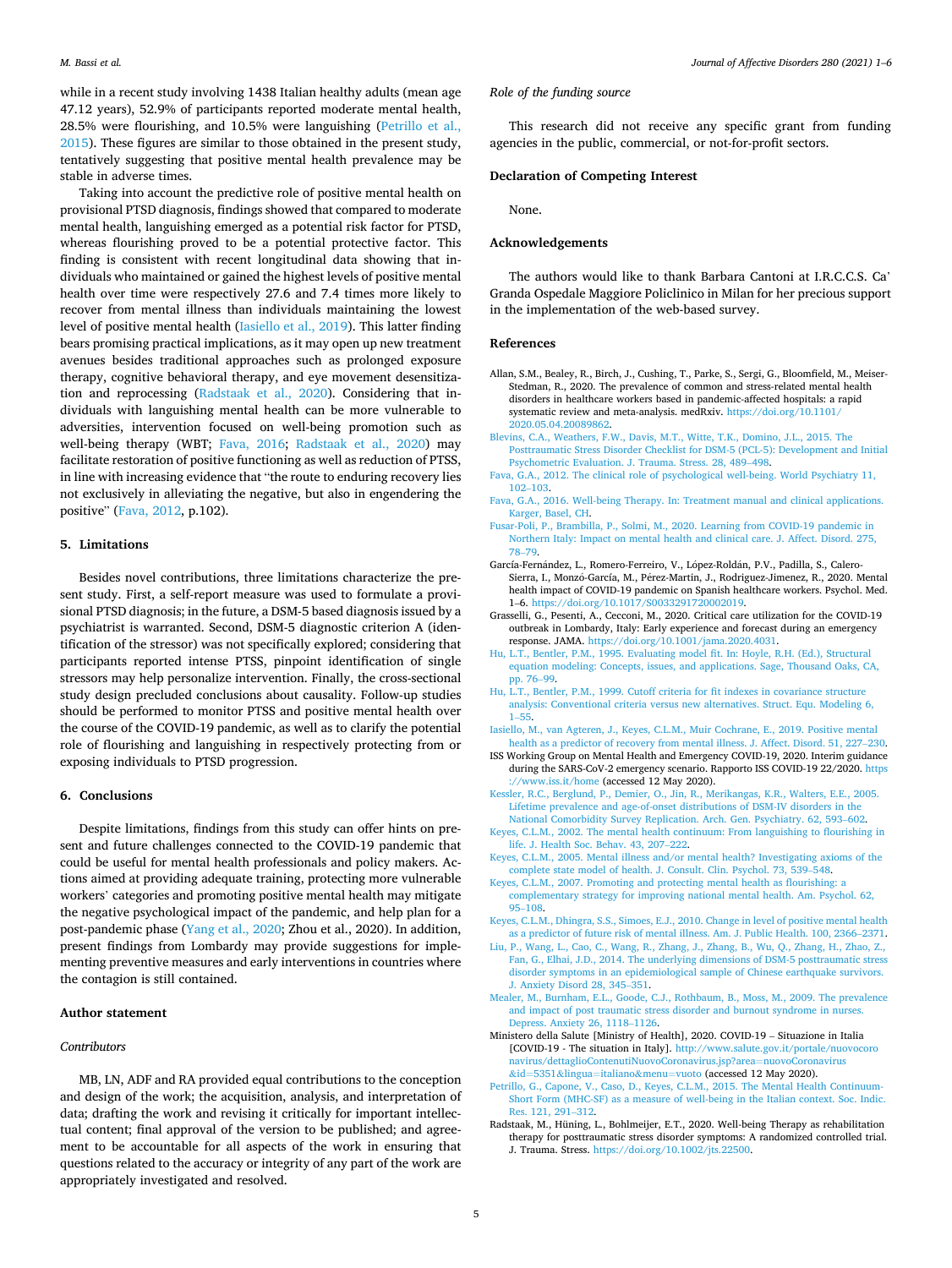while in a recent study involving 1438 Italian healthy adults (mean age 47.12 years), 52.9% of participants reported moderate mental health, 28.5% were flourishing, and 10.5% were languishing (Petrillo et al., 2015). These figures are similar to those obtained in the present study, tentatively suggesting that positive mental health prevalence may be stable in adverse times.

Taking into account the predictive role of positive mental health on provisional PTSD diagnosis, findings showed that compared to moderate mental health, languishing emerged as a potential risk factor for PTSD, whereas flourishing proved to be a potential protective factor. This finding is consistent with recent longitudinal data showing that individuals who maintained or gained the highest levels of positive mental health over time were respectively 27.6 and 7.4 times more likely to recover from mental illness than individuals maintaining the lowest level of positive mental health (Iasiello et al., 2019). This latter finding bears promising practical implications, as it may open up new treatment avenues besides traditional approaches such as prolonged exposure therapy, cognitive behavioral therapy, and eye movement desensitization and reprocessing (Radstaak et al., 2020). Considering that individuals with languishing mental health can be more vulnerable to adversities, intervention focused on well-being promotion such as well-being therapy (WBT; Fava, 2016; Radstaak et al., 2020) may facilitate restoration of positive functioning as well as reduction of PTSS, in line with increasing evidence that "the route to enduring recovery lies not exclusively in alleviating the negative, but also in engendering the positive" (Fava, 2012, p.102).

## 5. Limitations

Besides novel contributions, three limitations characterize the present study. First, a self-report measure was used to formulate a provisional PTSD diagnosis; in the future, a DSM-5 based diagnosis issued by a psychiatrist is warranted. Second, DSM-5 diagnostic criterion A (identification of the stressor) was not specifically explored; considering that participants reported intense PTSS, pinpoint identification of single stressors may help personalize intervention. Finally, the cross-sectional study design precluded conclusions about causality. Follow-up studies should be performed to monitor PTSS and positive mental health over the course of the COVID-19 pandemic, as well as to clarify the potential role of flourishing and languishing in respectively protecting from or exposing individuals to PTSD progression.

## 6. Conclusions

Despite limitations, findings from this study can offer hints on present and future challenges connected to the COVID-19 pandemic that could be useful for mental health professionals and policy makers. Actions aimed at providing adequate training, protecting more vulnerable workers' categories and promoting positive mental health may mitigate the negative psychological impact of the pandemic, and help plan for a post-pandemic phase (Yang et al., 2020; Zhou et al., 2020). In addition, present findings from Lombardy may provide suggestions for implementing preventive measures and early interventions in countries where the contagion is still contained.

## Author statement

### *Contributors*

MB, LN, ADF and RA provided equal contributions to the conception and design of the work; the acquisition, analysis, and interpretation of data; drafting the work and revising it critically for important intellectual content; final approval of the version to be published; and agreement to be accountable for all aspects of the work in ensuring that questions related to the accuracy or integrity of any part of the work are appropriately investigated and resolved.

### *Role of the funding source*

This research did not receive any specific grant from funding agencies in the public, commercial, or not-for-profit sectors.

## Declaration of Competing Interest

None.

## Acknowledgements

The authors would like to thank Barbara Cantoni at I.R.C.C.S. Ca' Granda Ospedale Maggiore Policlinico in Milan for her precious support in the implementation of the web-based survey.

## References

Allan, S.M., Bealey, R., Birch, J., Cushing, T., Parke, S., Sergi, G., Bloomfield, M., Meiser-Stedman, R., 2020. The prevalence of common and stress-related mental health disorders in healthcare workers based in pandemic-affected hospitals: a rapid systematic review and meta-analysis. medRxiv. https://doi.org/10.1101/2020.05.04.20089862.

Blevins, C.A., Weathers, F.W., Davis, M.T., Witte, T.K., Domino, J.L., 2015. The Posttraumatic Stress Disorder Checklist for DSM-5 (PCL-5): Development and Initial Psychometric Evaluation. J. Trauma. Stress. 28, 489–498.

Fava, G.A., 2012. The clinical role of psychological well-being. World Psychiatry 11, 102–103.

Fava, G.A., 2016. Well-being Therapy. In: Treatment manual and clinical applications. Karger, Basel, CH.

Fusar-Poli, P., Brambilla, P., Solmi, M., 2020. Learning from COVID-19 pandemic in Northern Italy: Impact on mental health and clinical care. J. Affect. Disord. 275, 78–79.

García-Fernández, L., Romero-Ferreiro, V., López-Roldán, P.V., Padilla, S., Calero-Sierra, I., Monzó-García, M., Pérez-Martin, J., Rodriguez-Jimenez, R., 2020. Mental health impact of COVID-19 pandemic on Spanish healthcare workers. Psychol. Med. 1–6. https://doi.org/10.1017/S0033291720002019.

Grasselli, G., Pesenti, A., Cecconi, M., 2020. Critical care utilization for the COVID-19 outbreak in Lombardy, Italy: Early experience and forecast during an emergency response. JAMA. https://doi.org/10.1001/jama.2020.4031.

Hu, L.T., Bentler, P.M., 1995. Evaluating model fit. In: Hoyle, R.H. (Ed.), Structural equation modeling: Concepts, issues, and applications. Sage, Thousand Oaks, CA, pp. 76–99.

Hu, L.T., Bentler, P.M., 1999. Cutoff criteria for fit indexes in covariance structure analysis: Conventional criteria versus new alternatives. Struct. Equ. Modeling 6, 1–55.

Iasiello, M., van Agteren, J., Keyes, C.L.M., Muir Cochrane, E., 2019. Positive mental health as a predictor of recovery from mental illness. J. Affect. Disord. 51, 227–230.

ISS Working Group on Mental Health and Emergency COVID-19, 2020. Interim guidance during the SARS-CoV-2 emergency scenario. Rapporto ISS COVID-19 22/2020. https://www.iss.it/home (accessed 12 May 2020).

Kessler, R.C., Berglund, P., Demier, O., Jin, R., Merikangas, K.R., Walters, E.E., 2005. Lifetime prevalence and age-of-onset distributions of DSM-IV disorders in the National Comorbidity Survey Replication. Arch. Gen. Psychiatry. 62, 593–602.

Keyes, C.L.M., 2002. The mental health continuum: From languishing to flourishing in life. J. Health Soc. Behav. 43, 207–222.

Keyes, C.L.M., 2005. Mental illness and/or mental health? Investigating axioms of the complete state model of health. J. Consult. Clin. Psychol. 73, 539–548.

Keyes, C.L.M., 2007. Promoting and protecting mental health as flourishing: a complementary strategy for improving national mental health. Am. Psychol. 62, 95–108.

Keyes, C.L.M., Dhingra, S.S., Simoes, E.J., 2010. Change in level of positive mental health as a predictor of future risk of mental illness. Am. J. Public Health. 100, 2366–2371.

Liu, P., Wang, L., Cao, C., Wang, R., Zhang, J., Zhang, B., Wu, Q., Zhang, H., Zhao, Z., Fan, G., Elhai, J.D., 2014. The underlying dimensions of DSM-5 posttraumatic stress disorder symptoms in an epidemiological sample of Chinese earthquake survivors. J. Anxiety Disord 28, 345–351.

Mealer, M., Burnham, E.L., Goode, C.J., Rothbaum, B., Moss, M., 2009. The prevalence and impact of post traumatic stress disorder and burnout syndrome in nurses. Depress. Anxiety 26, 1118–1126.

Ministero della Salute [Ministry of Health], 2020. COVID-19 – Situazione in Italia [COVID-19 - The situation in Italy]. http://www.salute.gov.it/portale/nuovocoronavirus/dettaglioContenutiNuovoCoronavirus.jsp?area=nuovoCoronavirus&id=5351&lingua=italiano&menu=vuoto (accessed 12 May 2020).

Petrillo, G., Capone, V., Caso, D., Keyes, C.L.M., 2015. The Mental Health Continuum-Short Form (MHC-SF) as a measure of well-being in the Italian context. Soc. Indic. Res. 121, 291–312.

Radstaak, M., Hüning, L., Bohlmeijer, E.T., 2020. Well-being Therapy as rehabilitation therapy for posttraumatic stress disorder symptoms: A randomized controlled trial. J. Trauma. Stress. https://doi.org/10.1002/jts.22500.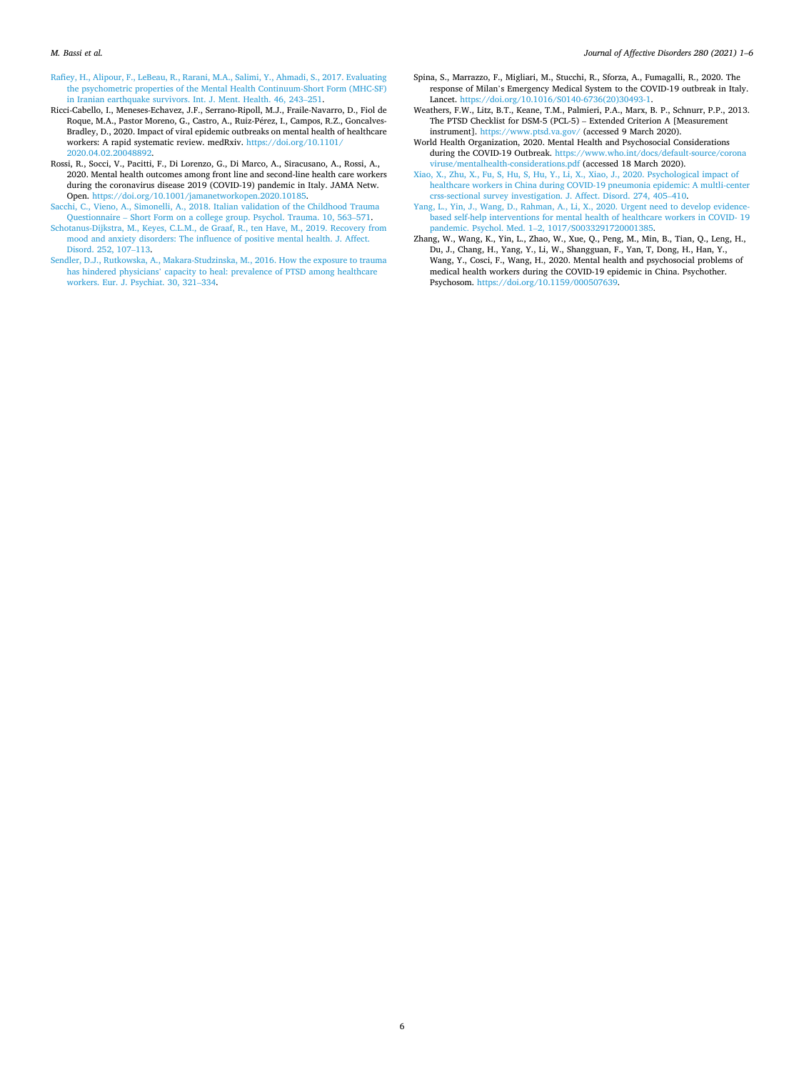Rafiey, H., Alipour, F., LeBeau, R., Rarani, M.A., Salimi, Y., Ahmadi, S., 2017. Evaluating the psychometric properties of the Mental Health Continuum-Short Form (MHC-SF) in Iranian earthquake survivors. Int. J. Ment. Health. 46, 243–251.

Ricci-Cabello, I., Meneses-Echavez, J.F., Serrano-Ripoll, M.J., Fraile-Navarro, D., Fiol de Roque, M.A., Pastor Moreno, G., Castro, A., Ruiz-Pérez, I., Campos, R.Z., Goncalves-Bradley, D., 2020. Impact of viral epidemic outbreaks on mental health of healthcare workers: A rapid systematic review. medRxiv. https://doi.org/10.1101/2020.04.02.20048892.

Rossi, R., Socci, V., Pacitti, F., Di Lorenzo, G., Di Marco, A., Siracusano, A., Rossi, A., 2020. Mental health outcomes among front line and second-line health care workers during the coronavirus disease 2019 (COVID-19) pandemic in Italy. JAMA Netw. Open. https://doi.org/10.1001/jamanetworkopen.2020.10185.

Sacchi, C., Vieno, A., Simonelli, A., 2018. Italian validation of the Childhood Trauma Questionnaire – Short Form on a college group. Psychol. Trauma. 10, 563–571.

Schotanus-Dijkstra, M., Keyes, C.L.M., de Graaf, R., ten Have, M., 2019. Recovery from mood and anxiety disorders: The influence of positive mental health. J. Affect. Disord. 252, 107–113.

Sendler, D.J., Rutkowska, A., Makara-Studzinska, M., 2016. How the exposure to trauma has hindered physicians' capacity to heal: prevalence of PTSD among healthcare workers. Eur. J. Psychiat. 30, 321–334.

Spina, S., Marrazzo, F., Migliari, M., Stucchi, R., Sforza, A., Fumagalli, R., 2020. The response of Milan's Emergency Medical System to the COVID-19 outbreak in Italy. Lancet. https://doi.org/10.1016/S0140-6736(20)30493-1.

Weathers, F.W., Litz, B.T., Keane, T.M., Palmieri, P.A., Marx, B. P., Schnurr, P.P., 2013. The PTSD Checklist for DSM-5 (PCL-5) – Extended Criterion A [Measurement instrument]. https://www.ptsd.va.gov/ (accessed 9 March 2020).

World Health Organization, 2020. Mental Health and Psychosocial Considerations during the COVID-19 Outbreak. https://www.who.int/docs/default-source/coronaviruse/mentalhealth-considerations.pdf (accessed 18 March 2020).

Xiao, X., Zhu, X., Fu, S, Hu, S, Hu, Y., Li, X., Xiao, J., 2020. Psychological impact of healthcare workers in China during COVID-19 pneumonia epidemic: A multli-center crss-sectional survey investigation. J. Affect. Disord. 274, 405–410.

Yang, L., Yin, J., Wang, D., Rahman, A., Li, X., 2020. Urgent need to develop evidence-based self-help interventions for mental health of healthcare workers in COVID- 19 pandemic. Psychol. Med. 1–2, 1017/S0033291720001385.

Zhang, W., Wang, K., Yin, L., Zhao, W., Xue, Q., Peng, M., Min, B., Tian, Q., Leng, H., Du, J., Chang, H., Yang, Y., Li, W., Shangguan, F., Yan, T, Dong, H., Han, Y., Wang, Y., Cosci, F., Wang, H., 2020. Mental health and psychosocial problems of medical health workers during the COVID-19 epidemic in China. Psychother. Psychosom. https://doi.org/10.1159/000507639.